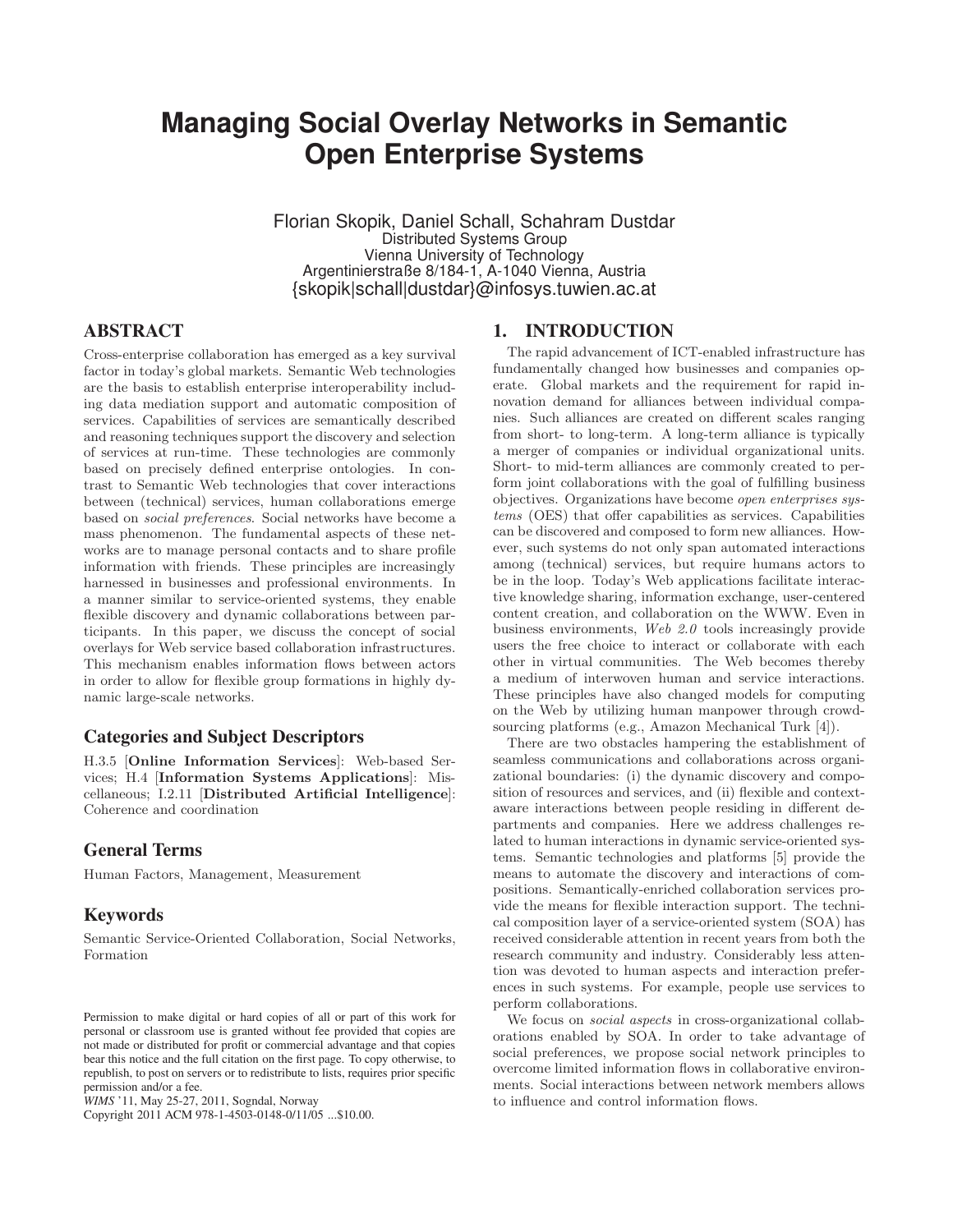# Managing Social Overlay Networks in Semantic Open Enterprise Systems

Florian Skopik, Daniel Schall, Schahram Dustdar
Distributed Systems Group
Vienna University of Technology
Argentinierstraße 8/184-1, A-1040 Vienna, Austria
{skopik|schall|dustdar}@infosys.tuwien.ac.at

## ABSTRACT

Cross-enterprise collaboration has emerged as a key survival factor in today's global markets. Semantic Web technologies are the basis to establish enterprise interoperability including data mediation support and automatic composition of services. Capabilities of services are semantically described and reasoning techniques support the discovery and selection of services at run-time. These technologies are commonly based on precisely defined enterprise ontologies. In contrast to Semantic Web technologies that cover interactions between (technical) services, human collaborations emerge based on *social preferences*. Social networks have become a mass phenomenon. The fundamental aspects of these networks are to manage personal contacts and to share profile information with friends. These principles are increasingly harnessed in businesses and professional environments. In a manner similar to service-oriented systems, they enable flexible discovery and dynamic collaborations between participants. In this paper, we discuss the concept of social overlays for Web service based collaboration infrastructures. This mechanism enables information flows between actors in order to allow for flexible group formations in highly dynamic large-scale networks.

### Categories and Subject Descriptors

H.3.5 [**Online Information Services**]: Web-based Services; H.4 [**Information Systems Applications**]: Miscellaneous; I.2.11 [**Distributed Artificial Intelligence**]: Coherence and coordination

### General Terms

Human Factors, Management, Measurement

### Keywords

Semantic Service-Oriented Collaboration, Social Networks, Formation

Permission to make digital or hard copies of all or part of this work for personal or classroom use is granted without fee provided that copies are not made or distributed for profit or commercial advantage and that copies bear this notice and the full citation on the first page. To copy otherwise, to republish, to post on servers or to redistribute to lists, requires prior specific permission and/or a fee.
*WIMS* '11, May 25-27, 2011, Sogndal, Norway
Copyright 2011 ACM 978-1-4503-0148-0/11/05 ...$10.00.

## 1. INTRODUCTION

The rapid advancement of ICT-enabled infrastructure has fundamentally changed how businesses and companies operate. Global markets and the requirement for rapid innovation demand for alliances between individual companies. Such alliances are created on different scales ranging from short- to long-term. A long-term alliance is typically a merger of companies or individual organizational units. Short- to mid-term alliances are commonly created to perform joint collaborations with the goal of fulfilling business objectives. Organizations have become *open enterprises systems* (OES) that offer capabilities as services. Capabilities can be discovered and composed to form new alliances. However, such systems do not only span automated interactions among (technical) services, but require humans actors to be in the loop. Today's Web applications facilitate interactive knowledge sharing, information exchange, user-centered content creation, and collaboration on the WWW. Even in business environments, *Web 2.0* tools increasingly provide users the free choice to interact or collaborate with each other in virtual communities. The Web becomes thereby a medium of interwoven human and service interactions. These principles have also changed models for computing on the Web by utilizing human manpower through crowdsourcing platforms (e.g., Amazon Mechanical Turk [4]).

There are two obstacles hampering the establishment of seamless communications and collaborations across organizational boundaries: (i) the dynamic discovery and composition of resources and services, and (ii) flexible and context-aware interactions between people residing in different departments and companies. Here we address challenges related to human interactions in dynamic service-oriented systems. Semantic technologies and platforms [5] provide the means to automate the discovery and interactions of compositions. Semantically-enriched collaboration services provide the means for flexible interaction support. The technical composition layer of a service-oriented system (SOA) has received considerable attention in recent years from both the research community and industry. Considerably less attention was devoted to human aspects and interaction preferences in such systems. For example, people use services to perform collaborations.

We focus on *social aspects* in cross-organizational collaborations enabled by SOA. In order to take advantage of social preferences, we propose social network principles to overcome limited information flows in collaborative environments. Social interactions between network members allows to influence and control information flows.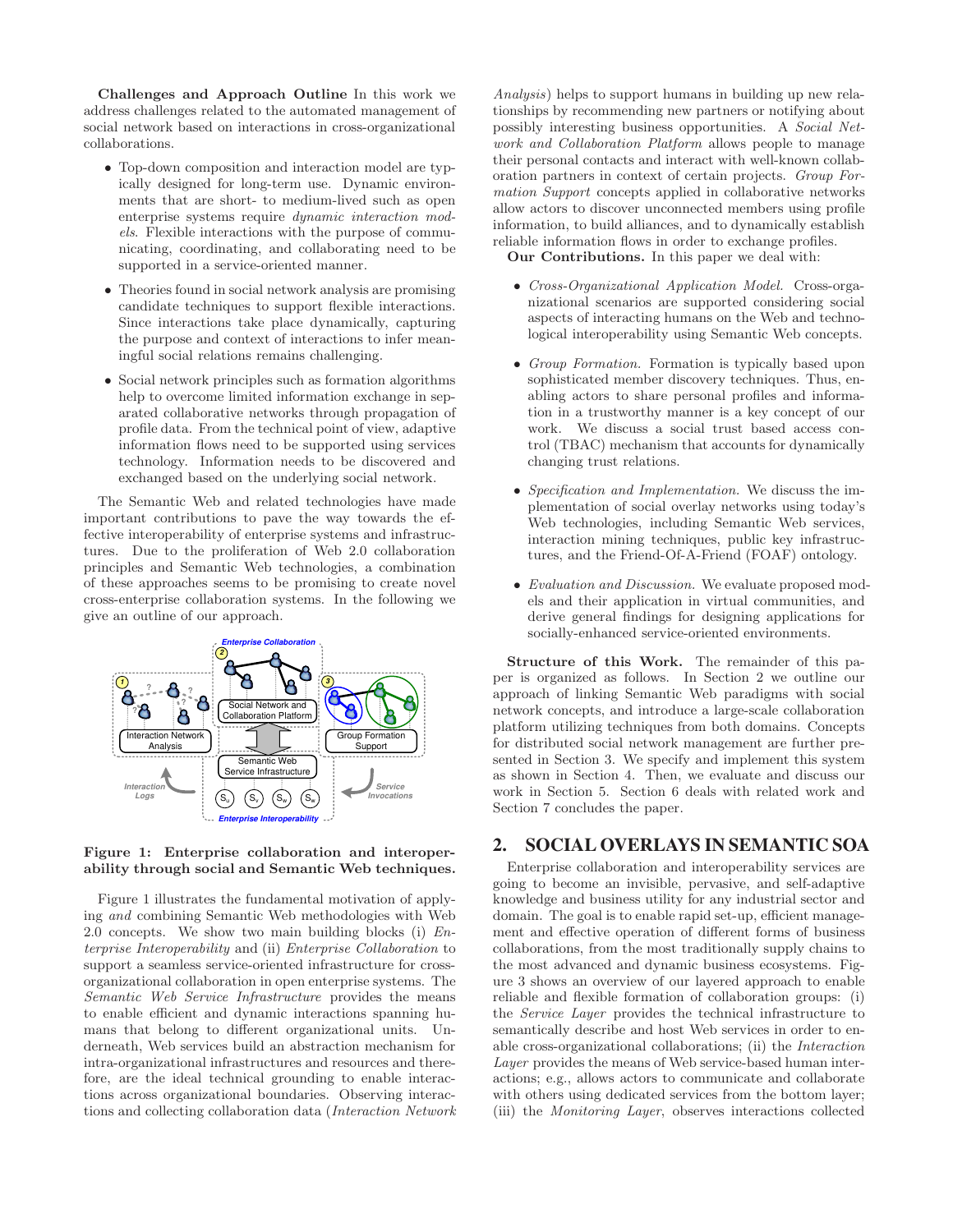**Challenges and Approach Outline** In this work we address challenges related to the automated management of social network based on interactions in cross-organizational collaborations.

- Top-down composition and interaction model are typically designed for long-term use. Dynamic environments that are short- to medium-lived such as open enterprise systems require *dynamic interaction models*. Flexible interactions with the purpose of communicating, coordinating, and collaborating need to be supported in a service-oriented manner.
- Theories found in social network analysis are promising candidate techniques to support flexible interactions. Since interactions take place dynamically, capturing the purpose and context of interactions to infer meaningful social relations remains challenging.
- Social network principles such as formation algorithms help to overcome limited information exchange in separated collaborative networks through propagation of profile data. From the technical point of view, adaptive information flows need to be supported using services technology. Information needs to be discovered and exchanged based on the underlying social network.

The Semantic Web and related technologies have made important contributions to pave the way towards the effective interoperability of enterprise systems and infrastructures. Due to the proliferation of Web 2.0 collaboration principles and Semantic Web technologies, a combination of these approaches seems to be promising to create novel cross-enterprise collaboration systems. In the following we give an outline of our approach.

**Figure 1: Enterprise collaboration and interoperability through social and Semantic Web techniques.**

Figure 1 illustrates the fundamental motivation of applying *and* combining Semantic Web methodologies with Web 2.0 concepts. We show two main building blocks (i) *Enterprise Interoperability* and (ii) *Enterprise Collaboration* to support a seamless service-oriented infrastructure for cross-organizational collaboration in open enterprise systems. The *Semantic Web Service Infrastructure* provides the means to enable efficient and dynamic interactions spanning humans that belong to different organizational units. Underneath, Web services build an abstraction mechanism for intra-organizational infrastructures and resources and therefore, are the ideal technical grounding to enable interactions across organizational boundaries. Observing interactions and collecting collaboration data (*Interaction Network Analysis*) helps to support humans in building up new relationships by recommending new partners or notifying about possibly interesting business opportunities. A *Social Network and Collaboration Platform* allows people to manage their personal contacts and interact with well-known collaboration partners in context of certain projects. *Group Formation Support* concepts applied in collaborative networks allow actors to discover unconnected members using profile information, to build alliances, and to dynamically establish reliable information flows in order to exchange profiles.

**Our Contributions.** In this paper we deal with:

- *Cross-Organizational Application Model.* Cross-organizational scenarios are supported considering social aspects of interacting humans on the Web and technological interoperability using Semantic Web concepts.
- *Group Formation.* Formation is typically based upon sophisticated member discovery techniques. Thus, enabling actors to share personal profiles and information in a trustworthy manner is a key concept of our work. We discuss a social trust based access control (TBAC) mechanism that accounts for dynamically changing trust relations.
- *Specification and Implementation.* We discuss the implementation of social overlay networks using today's Web technologies, including Semantic Web services, interaction mining techniques, public key infrastructures, and the Friend-Of-A-Friend (FOAF) ontology.
- *Evaluation and Discussion.* We evaluate proposed models and their application in virtual communities, and derive general findings for designing applications for socially-enhanced service-oriented environments.

**Structure of this Work.** The remainder of this paper is organized as follows. In Section 2 we outline our approach of linking Semantic Web paradigms with social network concepts, and introduce a large-scale collaboration platform utilizing techniques from both domains. Concepts for distributed social network management are further presented in Section 3. We specify and implement this system as shown in Section 4. Then, we evaluate and discuss our work in Section 5. Section 6 deals with related work and Section 7 concludes the paper.

## 2. SOCIAL OVERLAYS IN SEMANTIC SOA

Enterprise collaboration and interoperability services are going to become an invisible, pervasive, and self-adaptive knowledge and business utility for any industrial sector and domain. The goal is to enable rapid set-up, efficient management and effective operation of different forms of business collaborations, from the most traditionally supply chains to the most advanced and dynamic business ecosystems. Figure 3 shows an overview of our layered approach to enable reliable and flexible formation of collaboration groups: (i) the *Service Layer* provides the technical infrastructure to semantically describe and host Web services in order to enable cross-organizational collaborations; (ii) the *Interaction Layer* provides the means of Web service-based human interactions; e.g., allows actors to communicate and collaborate with others using dedicated services from the bottom layer; (iii) the *Monitoring Layer*, observes interactions collected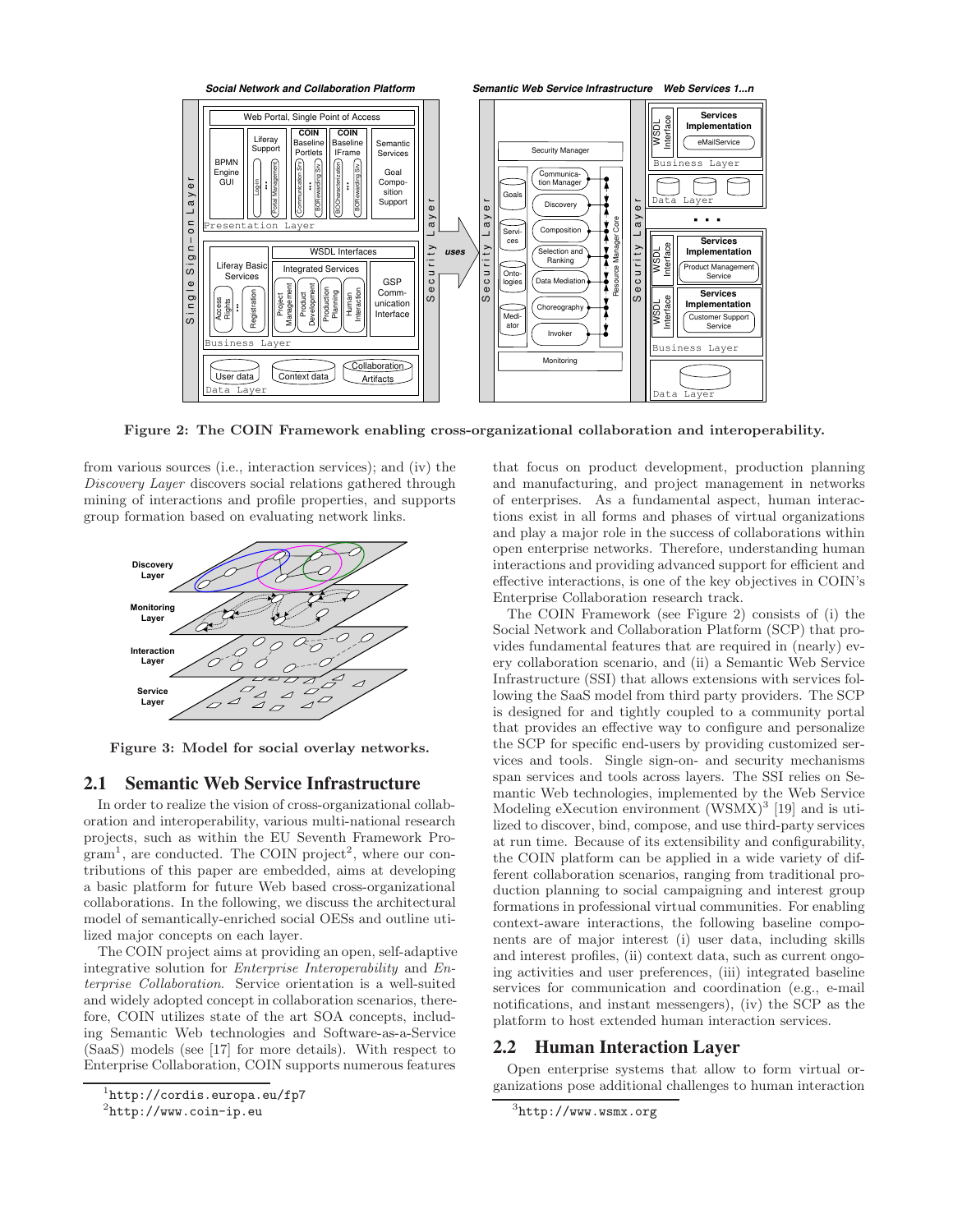Figure 2: The COIN Framework enabling cross-organizational collaboration and interoperability.

from various sources (i.e., interaction services); and (iv) the *Discovery Layer* discovers social relations gathered through mining of interactions and profile properties, and supports group formation based on evaluating network links.

Figure 3: Model for social overlay networks.

## 2.1 Semantic Web Service Infrastructure

In order to realize the vision of cross-organizational collaboration and interoperability, various multi-national research projects, such as within the EU Seventh Framework Program[1], are conducted. The COIN project[2], where our contributions of this paper are embedded, aims at developing a basic platform for future Web based cross-organizational collaborations. In the following, we discuss the architectural model of semantically-enriched social OESs and outline utilized major concepts on each layer.

The COIN project aims at providing an open, self-adaptive integrative solution for *Enterprise Interoperability* and *Enterprise Collaboration*. Service orientation is a well-suited and widely adopted concept in collaboration scenarios, therefore, COIN utilizes state of the art SOA concepts, including Semantic Web technologies and Software-as-a-Service (SaaS) models (see [17] for more details). With respect to Enterprise Collaboration, COIN supports numerous features that focus on product development, production planning and manufacturing, and project management in networks of enterprises. As a fundamental aspect, human interactions exist in all forms and phases of virtual organizations and play a major role in the success of collaborations within open enterprise networks. Therefore, understanding human interactions and providing advanced support for efficient and effective interactions, is one of the key objectives in COIN's Enterprise Collaboration research track.

The COIN Framework (see Figure 2) consists of (i) the Social Network and Collaboration Platform (SCP) that provides fundamental features that are required in (nearly) every collaboration scenario, and (ii) a Semantic Web Service Infrastructure (SSI) that allows extensions with services following the SaaS model from third party providers. The SCP is designed for and tightly coupled to a community portal that provides an effective way to configure and personalize the SCP for specific end-users by providing customized services and tools. Single sign-on- and security mechanisms span services and tools across layers. The SSI relies on Semantic Web technologies, implemented by the Web Service Modeling eXecution environment (WSMX)[3] [19] and is utilized to discover, bind, compose, and use third-party services at run time. Because of its extensibility and configurability, the COIN platform can be applied in a wide variety of different collaboration scenarios, ranging from traditional production planning to social campaigning and interest group formations in professional virtual communities. For enabling context-aware interactions, the following baseline components are of major interest (i) user data, including skills and interest profiles, (ii) context data, such as current ongoing activities and user preferences, (iii) integrated baseline services for communication and coordination (e.g., e-mail notifications, and instant messengers), (iv) the SCP as the platform to host extended human interaction services.

## 2.2 Human Interaction Layer

Open enterprise systems that allow to form virtual organizations pose additional challenges to human interaction

[1] http://cordis.europa.eu/fp7

[2] http://www.coin-ip.eu

[3] http://www.wsmx.org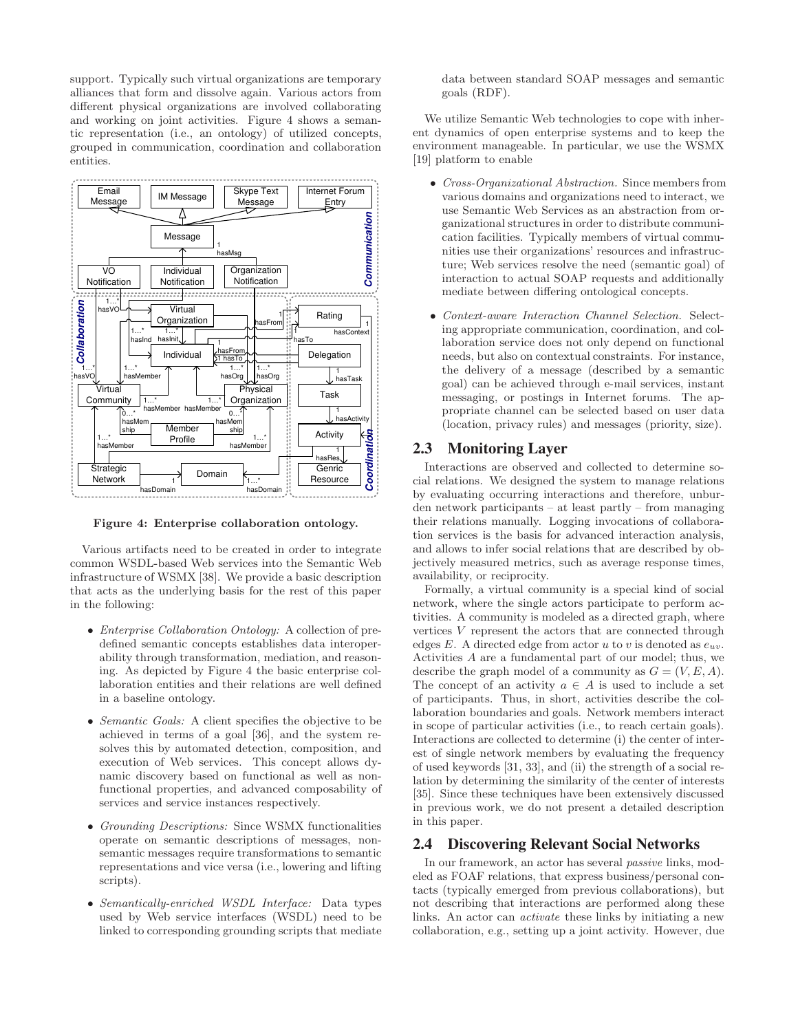support. Typically such virtual organizations are temporary alliances that form and dissolve again. Various actors from different physical organizations are involved collaborating and working on joint activities. Figure 4 shows a semantic representation (i.e., an ontology) of utilized concepts, grouped in communication, coordination and collaboration entities.

**Figure 4: Enterprise collaboration ontology.**

Various artifacts need to be created in order to integrate common WSDL-based Web services into the Semantic Web infrastructure of WSMX [38]. We provide a basic description that acts as the underlying basis for the rest of this paper in the following:

- *Enterprise Collaboration Ontology:* A collection of predefined semantic concepts establishes data interoperability through transformation, mediation, and reasoning. As depicted by Figure 4 the basic enterprise collaboration entities and their relations are well defined in a baseline ontology.
- *Semantic Goals:* A client specifies the objective to be achieved in terms of a goal [36], and the system resolves this by automated detection, composition, and execution of Web services. This concept allows dynamic discovery based on functional as well as non-functional properties, and advanced composability of services and service instances respectively.
- *Grounding Descriptions:* Since WSMX functionalities operate on semantic descriptions of messages, non-semantic messages require transformations to semantic representations and vice versa (i.e., lowering and lifting scripts).
- *Semantically-enriched WSDL Interface:* Data types used by Web service interfaces (WSDL) need to be linked to corresponding grounding scripts that mediate data between standard SOAP messages and semantic goals (RDF).

We utilize Semantic Web technologies to cope with inherent dynamics of open enterprise systems and to keep the environment manageable. In particular, we use the WSMX [19] platform to enable

- *Cross-Organizational Abstraction.* Since members from various domains and organizations need to interact, we use Semantic Web Services as an abstraction from organizational structures in order to distribute communication facilities. Typically members of virtual communities use their organizations' resources and infrastructure; Web services resolve the need (semantic goal) of interaction to actual SOAP requests and additionally mediate between differing ontological concepts.
- *Context-aware Interaction Channel Selection.* Selecting appropriate communication, coordination, and collaboration service does not only depend on functional needs, but also on contextual constraints. For instance, the delivery of a message (described by a semantic goal) can be achieved through e-mail services, instant messaging, or postings in Internet forums. The appropriate channel can be selected based on user data (location, privacy rules) and messages (priority, size).

## 2.3 Monitoring Layer

Interactions are observed and collected to determine social relations. We designed the system to manage relations by evaluating occurring interactions and therefore, unburden network participants – at least partly – from managing their relations manually. Logging invocations of collaboration services is the basis for advanced interaction analysis, and allows to infer social relations that are described by objectively measured metrics, such as average response times, availability, or reciprocity.

Formally, a virtual community is a special kind of social network, where the single actors participate to perform activities. A community is modeled as a directed graph, where vertices $V$ represent the actors that are connected through edges $E$. A directed edge from actor $u$ to $v$ is denoted as $e_{uv}$. Activities $A$ are a fundamental part of our model; thus, we describe the graph model of a community as $G = (V, E, A)$. The concept of an activity $a \in A$ is used to include a set of participants. Thus, in short, activities describe the collaboration boundaries and goals. Network members interact in scope of particular activities (i.e., to reach certain goals). Interactions are collected to determine (i) the center of interest of single network members by evaluating the frequency of used keywords [31, 33], and (ii) the strength of a social relation by determining the similarity of the center of interests [35]. Since these techniques have been extensively discussed in previous work, we do not present a detailed description in this paper.

## 2.4 Discovering Relevant Social Networks

In our framework, an actor has several *passive* links, modeled as FOAF relations, that express business/personal contacts (typically emerged from previous collaborations), but not describing that interactions are performed along these links. An actor can *activate* these links by initiating a new collaboration, e.g., setting up a joint activity. However, due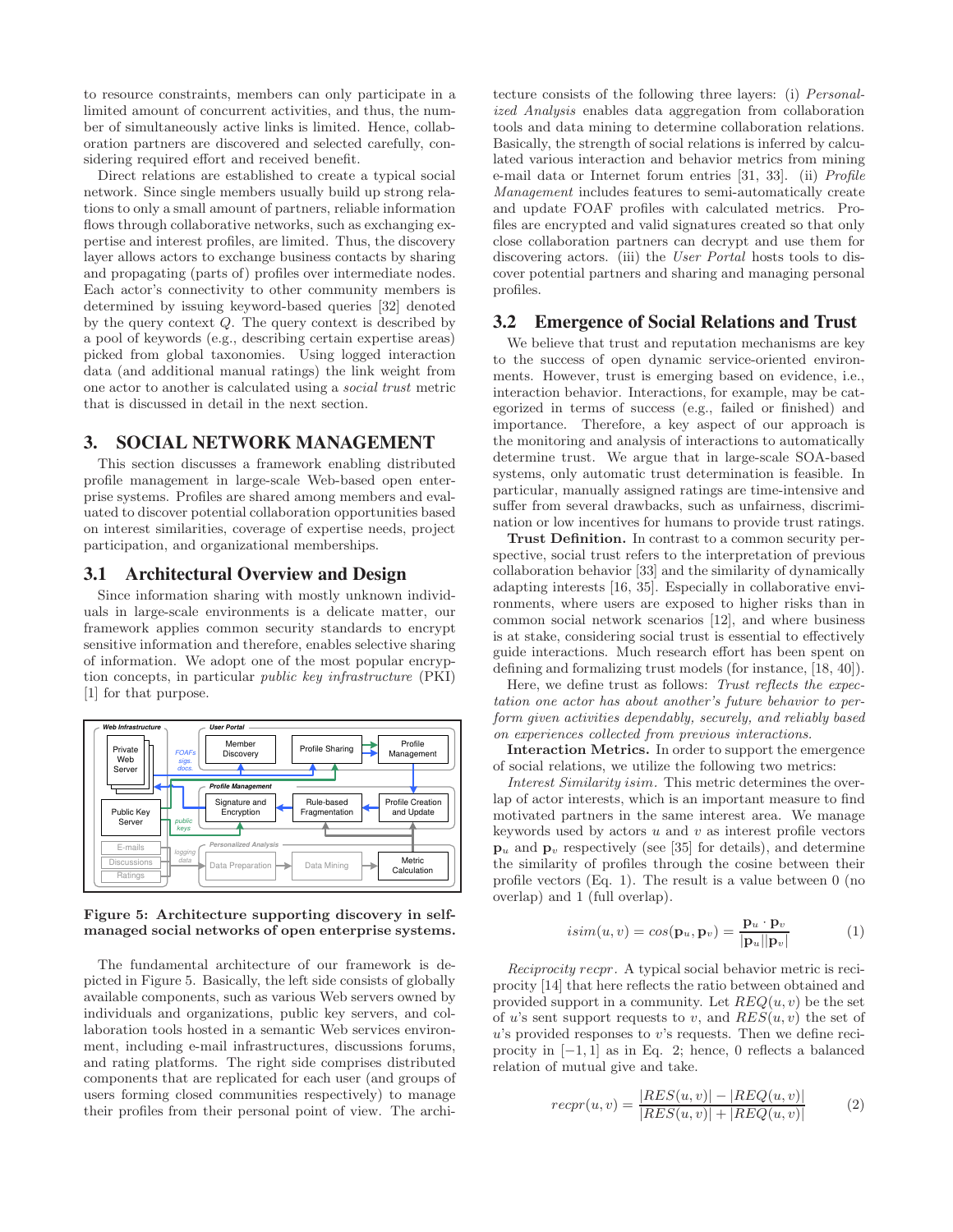to resource constraints, members can only participate in a limited amount of concurrent activities, and thus, the number of simultaneously active links is limited. Hence, collaboration partners are discovered and selected carefully, considering required effort and received benefit.

Direct relations are established to create a typical social network. Since single members usually build up strong relations to only a small amount of partners, reliable information flows through collaborative networks, such as exchanging expertise and interest profiles, are limited. Thus, the discovery layer allows actors to exchange business contacts by sharing and propagating (parts of) profiles over intermediate nodes. Each actor's connectivity to other community members is determined by issuing keyword-based queries [32] denoted by the query context $Q$. The query context is described by a pool of keywords (e.g., describing certain expertise areas) picked from global taxonomies. Using logged interaction data (and additional manual ratings) the link weight from one actor to another is calculated using a *social trust* metric that is discussed in detail in the next section.

# 3. SOCIAL NETWORK MANAGEMENT

This section discusses a framework enabling distributed profile management in large-scale Web-based open enterprise systems. Profiles are shared among members and evaluated to discover potential collaboration opportunities based on interest similarities, coverage of expertise needs, project participation, and organizational memberships.

## 3.1 Architectural Overview and Design

Since information sharing with mostly unknown individuals in large-scale environments is a delicate matter, our framework applies common security standards to encrypt sensitive information and therefore, enables selective sharing of information. We adopt one of the most popular encryption concepts, in particular *public key infrastructure* (PKI) [1] for that purpose.

**Figure 5: Architecture supporting discovery in self-managed social networks of open enterprise systems.**

The fundamental architecture of our framework is depicted in Figure 5. Basically, the left side consists of globally available components, such as various Web servers owned by individuals and organizations, public key servers, and collaboration tools hosted in a semantic Web services environment, including e-mail infrastructures, discussions forums, and rating platforms. The right side comprises distributed components that are replicated for each user (and groups of users forming closed communities respectively) to manage their profiles from their personal point of view. The architecture consists of the following three layers: (i) *Personalized Analysis* enables data aggregation from collaboration tools and data mining to determine collaboration relations. Basically, the strength of social relations is inferred by calculated various interaction and behavior metrics from mining e-mail data or Internet forum entries [31, 33]. (ii) *Profile Management* includes features to semi-automatically create and update FOAF profiles with calculated metrics. Profiles are encrypted and valid signatures created so that only close collaboration partners can decrypt and use them for discovering actors. (iii) the *User Portal* hosts tools to discover potential partners and sharing and managing personal profiles.

## 3.2 Emergence of Social Relations and Trust

We believe that trust and reputation mechanisms are key to the success of open dynamic service-oriented environments. However, trust is emerging based on evidence, i.e., interaction behavior. Interactions, for example, may be categorized in terms of success (e.g., failed or finished) and importance. Therefore, a key aspect of our approach is the monitoring and analysis of interactions to automatically determine trust. We argue that in large-scale SOA-based systems, only automatic trust determination is feasible. In particular, manually assigned ratings are time-intensive and suffer from several drawbacks, such as unfairness, discrimination or low incentives for humans to provide trust ratings.

**Trust Definition.** In contrast to a common security perspective, social trust refers to the interpretation of previous collaboration behavior [33] and the similarity of dynamically adapting interests [16, 35]. Especially in collaborative environments, where users are exposed to higher risks than in common social network scenarios [12], and where business is at stake, considering social trust is essential to effectively guide interactions. Much research effort has been spent on defining and formalizing trust models (for instance, [18, 40]).

Here, we define trust as follows: *Trust reflects the expectation one actor has about another's future behavior to perform given activities dependably, securely, and reliably based on experiences collected from previous interactions.*

**Interaction Metrics.** In order to support the emergence of social relations, we utilize the following two metrics:

*Interest Similarity isim.* This metric determines the overlap of actor interests, which is an important measure to find motivated partners in the same interest area. We manage keywords used by actors $u$ and $v$ as interest profile vectors $\mathbf{p}_u$ and $\mathbf{p}_v$ respectively (see [35] for details), and determine the similarity of profiles through the cosine between their profile vectors (Eq. 1). The result is a value between 0 (no overlap) and 1 (full overlap).

$$isim(u, v) = cos(\mathbf{p}_u, \mathbf{p}_v) = \frac{\mathbf{p}_u \cdot \mathbf{p}_v}{|\mathbf{p}_u||\mathbf{p}_v|} \tag{1}$$

*Reciprocity recpr.* A typical social behavior metric is reciprocity [14] that here reflects the ratio between obtained and provided support in a community. Let $REQ(u, v)$ be the set of $u$'s sent support requests to $v$, and $RES(u, v)$ the set of $u$'s provided responses to $v$'s requests. Then we define reciprocity in $[-1, 1]$ as in Eq. 2; hence, 0 reflects a balanced relation of mutual give and take.

$$recpr(u, v) = \frac{|RES(u, v)| - |REQ(u, v)|}{|RES(u, v)| + |REQ(u, v)|} \tag{2}$$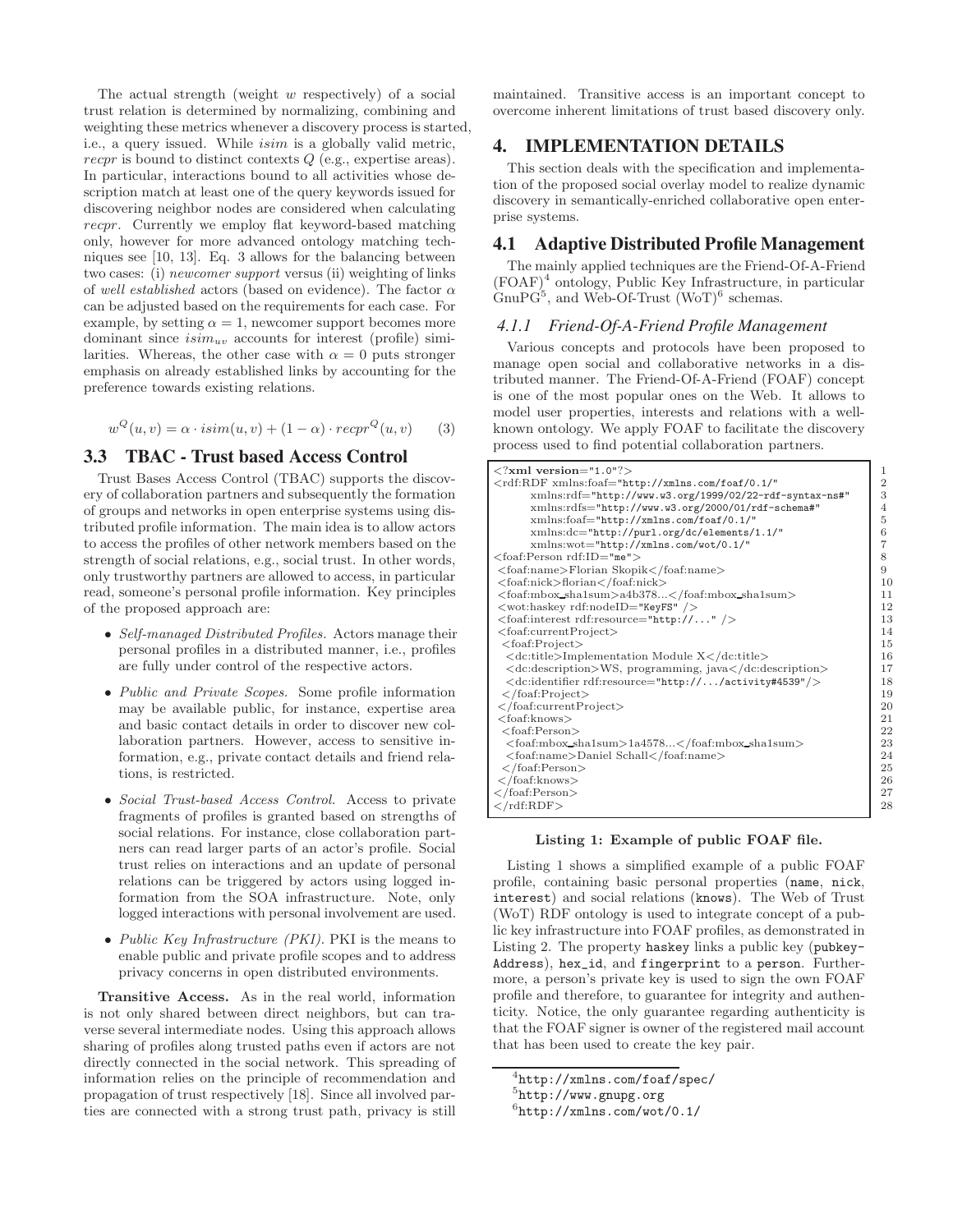The actual strength (weight $w$ respectively) of a social trust relation is determined by normalizing, combining and weighting these metrics whenever a discovery process is started, i.e., a query issued. While $isim$ is a globally valid metric, $recpr$ is bound to distinct contexts $Q$ (e.g., expertise areas). In particular, interactions bound to all activities whose description match at least one of the query keywords issued for discovering neighbor nodes are considered when calculating $recpr$. Currently we employ flat keyword-based matching only, however for more advanced ontology matching techniques see [10, 13]. Eq. 3 allows for the balancing between two cases: (i) *newcomer support* versus (ii) weighting of links of *well established* actors (based on evidence). The factor $\alpha$ can be adjusted based on the requirements for each case. For example, by setting $\alpha = 1$, newcomer support becomes more dominant since $isim_{uv}$ accounts for interest (profile) similarities. Whereas, the other case with $\alpha = 0$ puts stronger emphasis on already established links by accounting for the preference towards existing relations.

$$w^Q(u,v) = \alpha \cdot isim(u,v) + (1-\alpha) \cdot recpr^Q(u,v) \qquad (3)$$

## 3.3 TBAC - Trust based Access Control

Trust Bases Access Control (TBAC) supports the discovery of collaboration partners and subsequently the formation of groups and networks in open enterprise systems using distributed profile information. The main idea is to allow actors to access the profiles of other network members based on the strength of social relations, e.g., social trust. In other words, only trustworthy partners are allowed to access, in particular read, someone's personal profile information. Key principles of the proposed approach are:

- *Self-managed Distributed Profiles.* Actors manage their personal profiles in a distributed manner, i.e., profiles are fully under control of the respective actors.
- *Public and Private Scopes.* Some profile information may be available public, for instance, expertise area and basic contact details in order to discover new collaboration partners. However, access to sensitive information, e.g., private contact details and friend relations, is restricted.
- *Social Trust-based Access Control.* Access to private fragments of profiles is granted based on strengths of social relations. For instance, close collaboration partners can read larger parts of an actor's profile. Social trust relies on interactions and an update of personal relations can be triggered by actors using logged information from the SOA infrastructure. Note, only logged interactions with personal involvement are used.
- *Public Key Infrastructure (PKI).* PKI is the means to enable public and private profile scopes and to address privacy concerns in open distributed environments.

**Transitive Access.** As in the real world, information is not only shared between direct neighbors, but can traverse several intermediate nodes. Using this approach allows sharing of profiles along trusted paths even if actors are not directly connected in the social network. This spreading of information relies on the principle of recommendation and propagation of trust respectively [18]. Since all involved parties are connected with a strong trust path, privacy is still maintained. Transitive access is an important concept to overcome inherent limitations of trust based discovery only.

# 4. IMPLEMENTATION DETAILS

This section deals with the specification and implementation of the proposed social overlay model to realize dynamic discovery in semantically-enriched collaborative open enterprise systems.

## 4.1 Adaptive Distributed Profile Management

The mainly applied techniques are the Friend-Of-A-Friend (FOAF)[4] ontology, Public Key Infrastructure, in particular GnuPG[5], and Web-Of-Trust (WoT)[6] schemas.

### 4.1.1 Friend-Of-A-Friend Profile Management

Various concepts and protocols have been proposed to manage open social and collaborative networks in a distributed manner. The Friend-Of-A-Friend (FOAF) concept is one of the most popular ones on the Web. It allows to model user properties, interests and relations with a well-known ontology. We apply FOAF to facilitate the discovery process used to find potential collaboration partners.

```
<?xml version="1.0"?>                                                    1
<rdf:RDF xmlns:foaf="http://xmlns.com/foaf/0.1/"                         2
      xmlns:rdf="http://www.w3.org/1999/02/22-rdf-syntax-ns#"           3
      xmlns:rdfs="http://www.w3.org/2000/01/rdf-schema#"                4
      xmlns:foaf="http://xmlns.com/foaf/0.1/"                           5
      xmlns:dc="http://purl.org/dc/elements/1.1/"                       6
      xmlns:wot="http://xmlns.com/wot/0.1/"                             7
<foaf:Person rdf:ID="me">                                                8
 <foaf:name>Florian Skopik</foaf:name>                                   9
 <foaf:nick>florian</foaf:nick>                                          10
 <foaf:mbox_sha1sum>a4b378...</foaf:mbox_sha1sum>                        11
 <wot:haskey rdf:nodeID="KeyFS" />                                       12
 <foaf:interest rdf:resource="http://..." />                             13
 <foaf:currentProject>                                                   14
  <foaf:Project>                                                         15
   <dc:title>Implementation Module X</dc:title>                          16
   <dc:description>WS, programming, java</dc:description>                17
   <dc:identifier rdf:resource="http://.../activity#4539"/>              18
  </foaf:Project>                                                        19
 </foaf:currentProject>                                                  20
 <foaf:knows>                                                            21
  <foaf:Person>                                                          22
   <foaf:mbox_sha1sum>1a4578...</foaf:mbox_sha1sum>                      23
   <foaf:name>Daniel Schall</foaf:name>                                  24
  </foaf:Person>                                                         25
 </foaf:knows>                                                           26
</foaf:Person>                                                           27
</rdf:RDF>                                                               28
```

**Listing 1: Example of public FOAF file.**

Listing 1 shows a simplified example of a public FOAF profile, containing basic personal properties (`name`, `nick`, `interest`) and social relations (`knows`). The Web of Trust (WoT) RDF ontology is used to integrate concept of a public key infrastructure into FOAF profiles, as demonstrated in Listing 2. The property `haskey` links a public key (`pubkeyAddress`), `hex_id`, and `fingerprint` to a `person`. Furthermore, a person's private key is used to sign the own FOAF profile and therefore, to guarantee for integrity and authenticity. Notice, the only guarantee regarding authenticity is that the FOAF signer is owner of the registered mail account that has been used to create the key pair.

[4] http://xmlns.com/foaf/spec/

[5] http://www.gnupg.org

[6] http://xmlns.com/wot/0.1/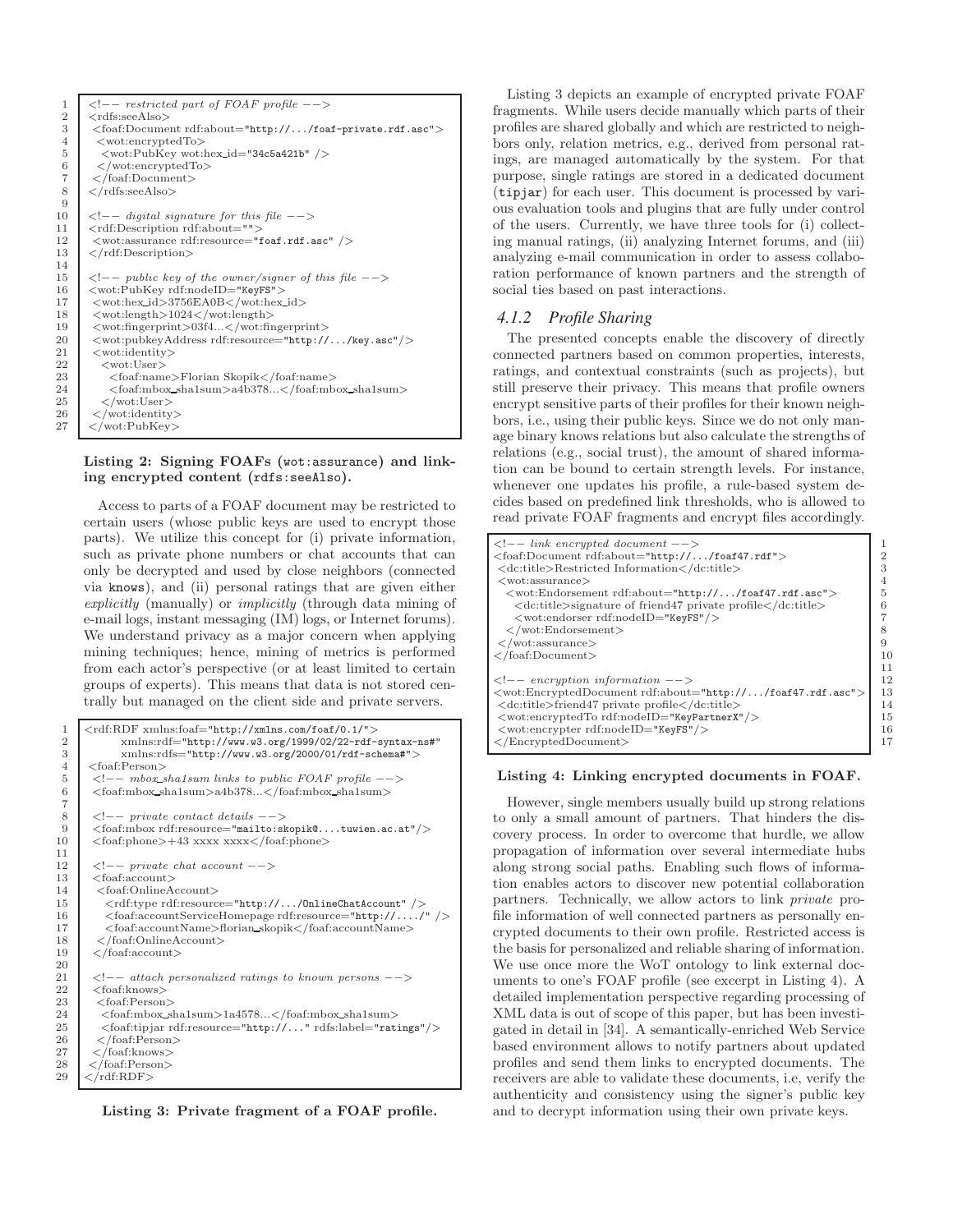```
<!-- restricted part of FOAF profile -->
<rdfs:seeAlso>
 <foaf:Document rdf:about="http://.../foaf-private.rdf.asc">
  <wot:encryptedTo>
   <wot:PubKey wot:hex_id="34c5a421b" />
  </wot:encryptedTo>
 </foaf:Document>
</rdfs:seeAlso>

<!-- digital signature for this file -->
<rdf:Description rdf:about="">
 <wot:assurance rdf:resource="foaf.rdf.asc" />
</rdf:Description>

<!-- public key of the owner/signer of this file -->
<wot:PubKey rdf:nodeID="KeyFS">
 <wot:hex_id>3756EA0B</wot:hex_id>
 <wot:length>1024</wot:length>
 <wot:fingerprint>03f4...</wot:fingerprint>
 <wot:pubkeyAddress rdf:resource="http://.../key.asc"/>
 <wot:identity>
  <wot:User>
   <foaf:name>Florian Skopik</foaf:name>
   <foaf:mbox_sha1sum>a4b378...</foaf:mbox_sha1sum>
  </wot:User>
 </wot:identity>
</wot:PubKey>
```

**Listing 2: Signing FOAFs (wot:assurance) and linking encrypted content (rdfs:seeAlso).**

Access to parts of a FOAF document may be restricted to certain users (whose public keys are used to encrypt those parts). We utilize this concept for (i) private information, such as private phone numbers or chat accounts that can only be decrypted and used by close neighbors (connected via knows), and (ii) personal ratings that are given either *explicitly* (manually) or *implicitly* (through data mining of e-mail logs, instant messaging (IM) logs, or Internet forums). We understand privacy as a major concern when applying mining techniques; hence, mining of metrics is performed from each actor's perspective (or at least limited to certain groups of experts). This means that data is not stored centrally but managed on the client side and private servers.

```
<rdf:RDF xmlns:foaf="http://xmlns.com/foaf/0.1/"
       xmlns:rdf="http://www.w3.org/1999/02/22-rdf-syntax-ns#"
       xmlns:rdfs="http://www.w3.org/2000/01/rdf-schema#">
 <foaf:Person>
  <!-- mbox_sha1sum links to public FOAF profile -->
  <foaf:mbox_sha1sum>a4b378...</foaf:mbox_sha1sum>

  <!-- private contact details -->
  <foaf:mbox rdf:resource="mailto:skopik@....tuwien.ac.at"/>
  <foaf:phone>+43 xxxx xxxx</foaf:phone>

  <!-- private chat account -->
  <foaf:account>
   <foaf:OnlineAccount>
    <rdf:type rdf:resource="http://.../OnlineChatAccount" />
    <foaf:accountServiceHomepage rdf:resource="http://..../" />
    <foaf:accountName>florian_skopik</foaf:accountName>
   </foaf:OnlineAccount>
  </foaf:account>

  <!-- attach personalized ratings to known persons -->
  <foaf:knows>
   <foaf:Person>
    <foaf:mbox_sha1sum>1a4578...</foaf:mbox_sha1sum>
    <foaf:tipjar rdf:resource="http://..." rdfs:label="ratings"/>
   </foaf:Person>
  </foaf:knows>
 </foaf:Person>
</rdf:RDF>
```

**Listing 3: Private fragment of a FOAF profile.**

Listing 3 depicts an example of encrypted private FOAF fragments. While users decide manually which parts of their profiles are shared globally and which are restricted to neighbors only, relation metrics, e.g., derived from personal ratings, are managed automatically by the system. For that purpose, single ratings are stored in a dedicated document (tipjar) for each user. This document is processed by various evaluation tools and plugins that are fully under control of the users. Currently, we have three tools for (i) collecting manual ratings, (ii) analyzing Internet forums, and (iii) analyzing e-mail communication in order to assess collaboration performance of known partners and the strength of social ties based on past interactions.

### *4.1.2 Profile Sharing*

The presented concepts enable the discovery of directly connected partners based on common properties, interests, ratings, and contextual constraints (such as projects), but still preserve their privacy. This means that profile owners encrypt sensitive parts of their profiles for their known neighbors, i.e., using their public keys. Since we do not only manage binary knows relations but also calculate the strengths of relations (e.g., social trust), the amount of shared information can be bound to certain strength levels. For instance, whenever one updates his profile, a rule-based system decides based on predefined link thresholds, who is allowed to read private FOAF fragments and encrypt files accordingly.

```
<!-- link encrypted document -->
<foaf:Document rdf:about="http://.../foaf47.rdf">
 <dc:title>Restricted Information</dc:title>
 <wot:assurance>
  <wot:Endorsement rdf:about="http://.../foaf47.rdf.asc">
   <dc:title>signature of friend47 private profile</dc:title>
   <wot:endorser rdf:nodeID="KeyFS"/>
  </wot:Endorsement>
 </wot:assurance>
</foaf:Document>

<!-- encryption information -->
<wot:EncryptedDocument rdf:about="http://.../foaf47.rdf.asc">
 <dc:title>friend47 private profile</dc:title>
 <wot:encryptedTo rdf:nodeID="KeyPartnerX"/>
 <wot:encrypter rdf:nodeID="KeyFS"/>
</EncryptedDocument>
```

**Listing 4: Linking encrypted documents in FOAF.**

However, single members usually build up strong relations to only a small amount of partners. That hinders the discovery process. In order to overcome that hurdle, we allow propagation of information over several intermediate hubs along strong social paths. Enabling such flows of information enables actors to discover new potential collaboration partners. Technically, we allow actors to link *private* profile information of well connected partners as personally encrypted documents to their own profile. Restricted access is the basis for personalized and reliable sharing of information. We use once more the WoT ontology to link external documents to one's FOAF profile (see excerpt in Listing 4). A detailed implementation perspective regarding processing of XML data is out of scope of this paper, but has been investigated in detail in [34]. A semantically-enriched Web Service based environment allows to notify partners about updated profiles and send them links to encrypted documents. The receivers are able to validate these documents, i.e, verify the authenticity and consistency using the signer's public key and to decrypt information using their own private keys.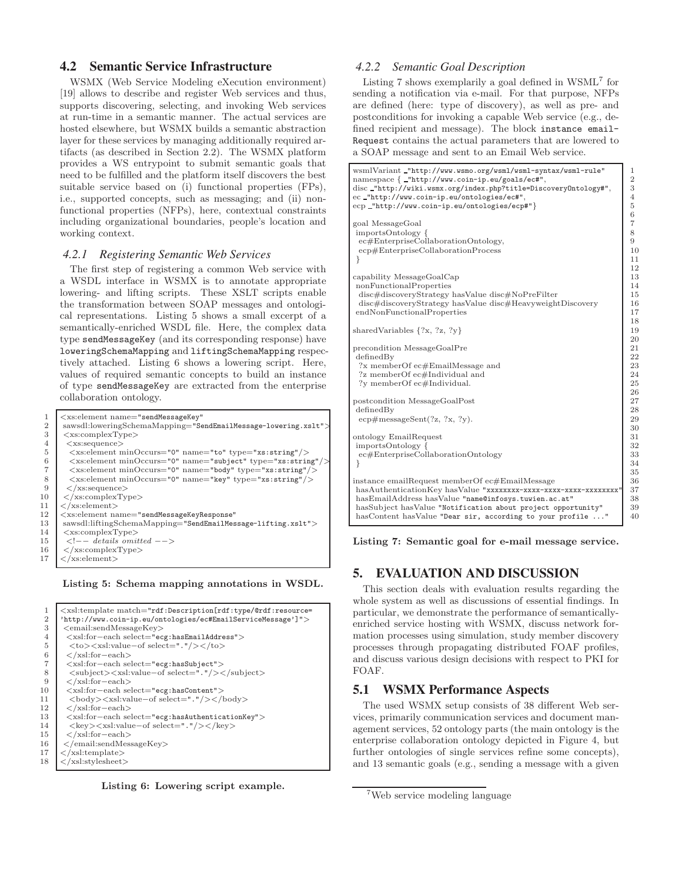## 4.2 Semantic Service Infrastructure

WSMX (Web Service Modeling eXecution environment) [19] allows to describe and register Web services and thus, supports discovering, selecting, and invoking Web services at run-time in a semantic manner. The actual services are hosted elsewhere, but WSMX builds a semantic abstraction layer for these services by managing additionally required artifacts (as described in Section 2.2). The WSMX platform provides a WS entrypoint to submit semantic goals that need to be fulfilled and the platform itself discovers the best suitable service based on (i) functional properties (FPs), i.e., supported concepts, such as messaging; and (ii) nonfunctional properties (NFPs), here, contextual constraints including organizational boundaries, people's location and working context.

### *4.2.1 Registering Semantic Web Services*

The first step of registering a common Web service with a WSDL interface in WSMX is to annotate appropriate lowering- and lifting scripts. These XSLT scripts enable the transformation between SOAP messages and ontological representations. Listing 5 shows a small excerpt of a semantically-enriched WSDL file. Here, the complex data type `sendMessageKey` (and its corresponding response) have `loweringSchemaMapping` and `liftingSchemaMapping` respectively attached. Listing 6 shows a lowering script. Here, values of required semantic concepts to build an instance of type `sendMessageKey` are extracted from the enterprise collaboration ontology.

```
1   <xs:element name="sendMessageKey"
2    sawsdl:loweringSchemaMapping="SendEmailMessage-lowering.xslt">
3    <xs:complexType>
4     <xs:sequence>
5      <xs:element minOccurs="0" name="to" type="xs:string"/>
6      <xs:element minOccurs="0" name="subject" type="xs:string"/>
7      <xs:element minOccurs="0" name="body" type="xs:string"/>
8      <xs:element minOccurs="0" name="key" type="xs:string"/>
9     </xs:sequence>
10   </xs:complexType>
11  </xs:element>
12  <xs:element name="sendMessageKeyResponse"
13   sawsdl:liftingSchemaMapping="SendEmailMessage-lifting.xslt">
14   <xs:complexType>
15    <!-- details omitted -->
16   </xs:complexType>
17  </xs:element>
```

**Listing 5: Schema mapping annotations in WSDL.**

```
1   <xsl:template match="rdf:Description[rdf:type/@rdf:resource=
2   'http://www.coin-ip.eu/ontologies/ec#EmailServiceMessage']">
3    <email:sendMessageKey>
4     <xsl:for-each select="ecg:hasEmailAddress">
5      <to><xsl:value-of select="."/></to>
6     </xsl:for-each>
7     <xsl:for-each select="ecg:hasSubject">
8      <subject><xsl:value-of select="."/></subject>
9     </xsl:for-each>
10    <xsl:for-each select="ecg:hasContent">
11     <body><xsl:value-of select="."/></body>
12    </xsl:for-each>
13    <xsl:for-each select="ecg:hasAuthenticationKey">
14     <key><xsl:value-of select="."/></key>
15    </xsl:for-each>
16   </email:sendMessageKey>
17  </xsl:template>
18  </xsl:stylesheet>
```

**Listing 6: Lowering script example.**

### *4.2.2 Semantic Goal Description*

Listing 7 shows exemplarily a goal defined in WSML[7] for sending a notification via e-mail. For that purpose, NFPs are defined (here: type of discovery), as well as pre- and postconditions for invoking a capable Web service (e.g., defined recipient and message). The block `instance emailRequest` contains the actual parameters that are lowered to a SOAP message and sent to an Email Web service.

```
1   wsmlVariant _"http://www.wsmo.org/wsml/wsml-syntax/wsml-rule"
2   namespace { _"http://www.coin-ip.eu/goals/ec#",
3   disc _"http://wiki.wsmx.org/index.php?title=DiscoveryOntology#",
4   ec _"http://www.coin-ip.eu/ontologies/ec#",
5   ecp _"http://www.coin-ip.eu/ontologies/ecp#"}
6
7   goal MessageGoal
8    importsOntology {
9     ec#EnterpriseCollaborationOntology,
10    ecp#EnterpriseCollaborationProcess
11   }
12
13  capability MessageGoalCap
14   nonFunctionalProperties
15    disc#discoveryStrategy hasValue disc#NoPreFilter
16    disc#discoveryStrategy hasValue disc#HeavyweightDiscovery
17   endNonFunctionalProperties
18
19  sharedVariables {?x, ?z, ?y}
20
21  precondition MessageGoalPre
22   definedBy
23    ?x memberOf ec#EmailMessage and
24    ?z memberOf ec#Individual and
25    ?y memberOf ec#Individual.
26
27  postcondition MessageGoalPost
28   definedBy
29    ecp#messageSent(?z, ?x, ?y).
30
31  ontology EmailRequest
32   importsOntology {
33    ec#EnterpriseCollaborationOntology
34   }
35
36  instance emailRequest memberOf ec#EmailMessage
37   hasAuthenticationKey hasValue "xxxxxxxx-xxxx-xxxx-xxxx-xxxxxxxx"
38   hasEmailAddress hasValue "name@infosys.tuwien.ac.at"
39   hasSubject hasValue "Notification about project opportunity"
40   hasContent hasValue "Dear sir, according to your profile ..."
```

**Listing 7: Semantic goal for e-mail message service.**

## 5. EVALUATION AND DISCUSSION

This section deals with evaluation results regarding the whole system as well as discussions of essential findings. In particular, we demonstrate the performance of semantically-enriched service hosting with WSMX, discuss network formation processes using simulation, study member discovery processes through propagating distributed FOAF profiles, and discuss various design decisions with respect to PKI for FOAF.

## 5.1 WSMX Performance Aspects

The used WSMX setup consists of 38 different Web services, primarily communication services and document management services, 52 ontology parts (the main ontology is the enterprise collaboration ontology depicted in Figure 4, but further ontologies of single services refine some concepts), and 13 semantic goals (e.g., sending a message with a given

[7] Web service modeling language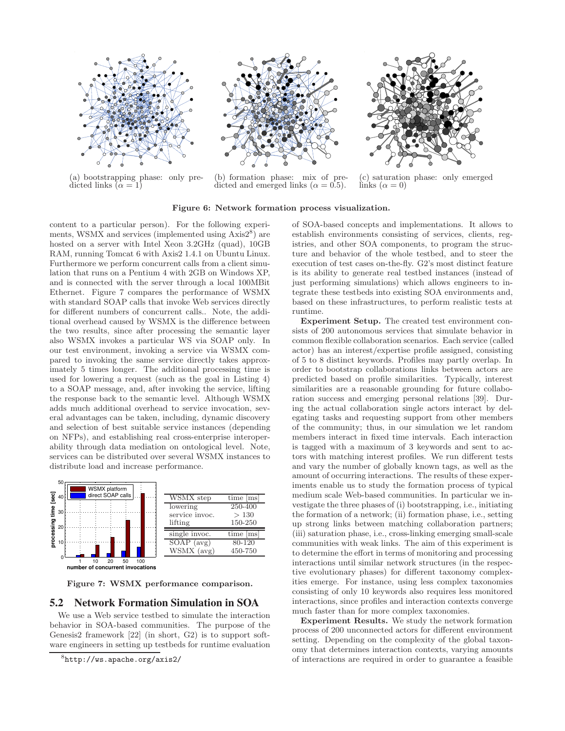(a) bootstrapping phase: only predicted links ($\alpha = 1$)

(b) formation phase: mix of predicted and emerged links ($\alpha = 0.5$).

(c) saturation phase: only emerged links ($\alpha = 0$)

**Figure 6: Network formation process visualization.**

content to a particular person). For the following experiments, WSMX and services (implemented using Axis2[8]) are hosted on a server with Intel Xeon 3.2GHz (quad), 10GB RAM, running Tomcat 6 with Axis2 1.4.1 on Ubuntu Linux. Furthermore we perform concurrent calls from a client simulation that runs on a Pentium 4 with 2GB on Windows XP, and is connected with the server through a local 100MBit Ethernet. Figure 7 compares the performance of WSMX with standard SOAP calls that invoke Web services directly for different numbers of concurrent calls.. Note, the additional overhead caused by WSMX is the difference between the two results, since after processing the semantic layer also WSMX invokes a particular WS via SOAP only. In our test environment, invoking a service via WSMX compared to invoking the same service directly takes approximately 5 times longer. The additional processing time is used for lowering a request (such as the goal in Listing 4) to a SOAP message, and, after invoking the service, lifting the response back to the semantic level. Although WSMX adds much additional overhead to service invocation, several advantages can be taken, including, dynamic discovery and selection of best suitable service instances (depending on NFPs), and establishing real cross-enterprise interoperability through data mediation on ontological level. Note, services can be distributed over several WSMX instances to distribute load and increase performance.

| WSMX step | time [ms] |
|---|---|
| lowering | 250-400 |
| service invoc. | > 130 |
| lifting | 150-250 |

| single invoc. | time [ms] |
|---|---|
| SOAP (avg) | 80-120 |
| WSMX (avg) | 450-750 |

**Figure 7: WSMX performance comparison.**

## 5.2 Network Formation Simulation in SOA

We use a Web service testbed to simulate the interaction behavior in SOA-based communities. The purpose of the Genesis2 framework [22] (in short, G2) is to support software engineers in setting up testbeds for runtime evaluation of SOA-based concepts and implementations. It allows to establish environments consisting of services, clients, registries, and other SOA components, to program the structure and behavior of the whole testbed, and to steer the execution of test cases on-the-fly. G2's most distinct feature is its ability to generate real testbed instances (instead of just performing simulations) which allows engineers to integrate these testbeds into existing SOA environments and, based on these infrastructures, to perform realistic tests at runtime.

**Experiment Setup.** The created test environment consists of 200 autonomous services that simulate behavior in common flexible collaboration scenarios. Each service (called actor) has an interest/expertise profile assigned, consisting of 5 to 8 distinct keywords. Profiles may partly overlap. In order to bootstrap collaborations links between actors are predicted based on profile similarities. Typically, interest similarities are a reasonable grounding for future collaboration success and emerging personal relations [39]. During the actual collaboration single actors interact by delegating tasks and requesting support from other members of the community; thus, in our simulation we let random members interact in fixed time intervals. Each interaction is tagged with a maximum of 3 keywords and sent to actors with matching interest profiles. We run different tests and vary the number of globally known tags, as well as the amount of occurring interactions. The results of these experiments enable us to study the formation process of typical medium scale Web-based communities. In particular we investigate the three phases of (i) bootstrapping, i.e., initiating the formation of a network; (ii) formation phase, i.e., setting up strong links between matching collaboration partners; (iii) saturation phase, i.e., cross-linking emerging small-scale communities with weak links. The aim of this experiment is to determine the effort in terms of monitoring and processing interactions until similar network structures (in the respective evolutionary phases) for different taxonomy complexities emerge. For instance, using less complex taxonomies consisting of only 10 keywords also requires less monitored interactions, since profiles and interaction contexts converge much faster than for more complex taxonomies.

**Experiment Results.** We study the network formation process of 200 unconnected actors for different environment setting. Depending on the complexity of the global taxonomy that determines interaction contexts, varying amounts of interactions are required in order to guarantee a feasible

[8] http://ws.apache.org/axis2/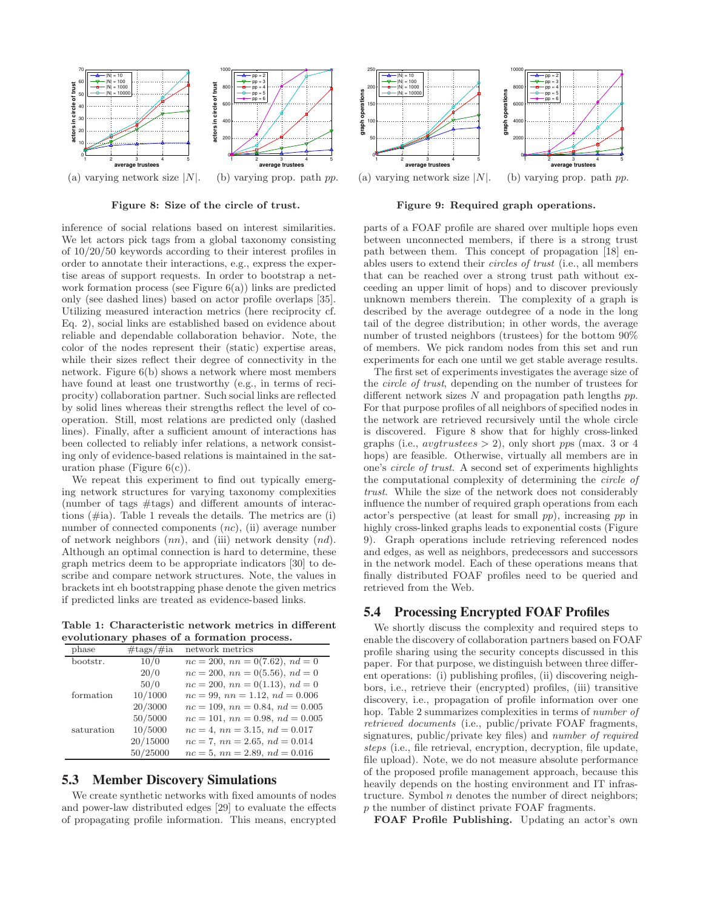(a) varying network size $|N|$. (b) varying prop. path $pp$.

**Figure 8: Size of the circle of trust.**

(a) varying network size $|N|$. (b) varying prop. path $pp$.

**Figure 9: Required graph operations.**

inference of social relations based on interest similarities. We let actors pick tags from a global taxonomy consisting of 10/20/50 keywords according to their interest profiles in order to annotate their interactions, e.g., express the expertise areas of support requests. In order to bootstrap a network formation process (see Figure 6(a)) links are predicted only (see dashed lines) based on actor profile overlaps [35]. Utilizing measured interaction metrics (here reciprocity cf. Eq. 2), social links are established based on evidence about reliable and dependable collaboration behavior. Note, the color of the nodes represent their (static) expertise areas, while their sizes reflect their degree of connectivity in the network. Figure 6(b) shows a network where most members have found at least one trustworthy (e.g., in terms of reciprocity) collaboration partner. Such social links are reflected by solid lines whereas their strengths reflect the level of cooperation. Still, most relations are predicted only (dashed lines). Finally, after a sufficient amount of interactions has been collected to reliably infer relations, a network consisting only of evidence-based relations is maintained in the saturation phase (Figure 6(c)).

We repeat this experiment to find out typically emerging network structures for varying taxonomy complexities (number of tags #tags) and different amounts of interactions (#ia). Table 1 reveals the details. The metrics are (i) number of connected components ($nc$), (ii) average number of network neighbors ($nn$), and (iii) network density ($nd$). Although an optimal connection is hard to determine, these graph metrics deem to be appropriate indicators [30] to describe and compare network structures. Note, the values in brackets int eh bootstrapping phase denote the given metrics if predicted links are treated as evidence-based links.

**Table 1: Characteristic network metrics in different evolutionary phases of a formation process.**

| phase | #tags/#ia | network metrics |
|---|---|---|
| bootstr. | 10/0 | $nc = 200$, $nn = 0(7.62)$, $nd = 0$ |
| | 20/0 | $nc = 200$, $nn = 0(5.56)$, $nd = 0$ |
| | 50/0 | $nc = 200$, $nn = 0(1.13)$, $nd = 0$ |
| formation | 10/1000 | $nc = 99$, $nn = 1.12$, $nd = 0.006$ |
| | 20/3000 | $nc = 109$, $nn = 0.84$, $nd = 0.005$ |
| | 50/5000 | $nc = 101$, $nn = 0.98$, $nd = 0.005$ |
| saturation | 10/5000 | $nc = 4$, $nn = 3.15$, $nd = 0.017$ |
| | 20/15000 | $nc = 7$, $nn = 2.65$, $nd = 0.014$ |
| | 50/25000 | $nc = 5$, $nn = 2.89$, $nd = 0.016$ |

## 5.3 Member Discovery Simulations

We create synthetic networks with fixed amounts of nodes and power-law distributed edges [29] to evaluate the effects of propagating profile information. This means, encrypted parts of a FOAF profile are shared over multiple hops even between unconnected members, if there is a strong trust path between them. This concept of propagation [18] enables users to extend their *circles of trust* (i.e., all members that can be reached over a strong trust path without exceeding an upper limit of hops) and to discover previously unknown members therein. The complexity of a graph is described by the average outdegree of a node in the long tail of the degree distribution; in other words, the average number of trusted neighbors (trustees) for the bottom 90% of members. We pick random nodes from this set and run experiments for each one until we get stable average results.

The first set of experiments investigates the average size of the *circle of trust*, depending on the number of trustees for different network sizes $N$ and propagation path lengths $pp$. For that purpose profiles of all neighbors of specified nodes in the network are retrieved recursively until the whole circle is discovered. Figure 8 show that for highly cross-linked graphs (i.e., $avgtrustees > 2$), only short $pp$s (max. 3 or 4 hops) are feasible. Otherwise, virtually all members are in one's *circle of trust*. A second set of experiments highlights the computational complexity of determining the *circle of trust*. While the size of the network does not considerably influence the number of required graph operations from each actor's perspective (at least for small $pp$), increasing $pp$ in highly cross-linked graphs leads to exponential costs (Figure 9). Graph operations include retrieving referenced nodes and edges, as well as neighbors, predecessors and successors in the network model. Each of these operations means that finally distributed FOAF profiles need to be queried and retrieved from the Web.

## 5.4 Processing Encrypted FOAF Profiles

We shortly discuss the complexity and required steps to enable the discovery of collaboration partners based on FOAF profile sharing using the security concepts discussed in this paper. For that purpose, we distinguish between three different operations: (i) publishing profiles, (ii) discovering neighbors, i.e., retrieve their (encrypted) profiles, (iii) transitive discovery, i.e., propagation of profile information over one hop. Table 2 summarizes complexities in terms of *number of retrieved documents* (i.e., public/private FOAF fragments, signatures, public/private key files) and *number of required steps* (i.e., file retrieval, encryption, decryption, file update, file upload). Note, we do not measure absolute performance of the proposed profile management approach, because this heavily depends on the hosting environment and IT infrastructure. Symbol $n$ denotes the number of direct neighbors; $p$ the number of distinct private FOAF fragments.

**FOAF Profile Publishing.** Updating an actor's own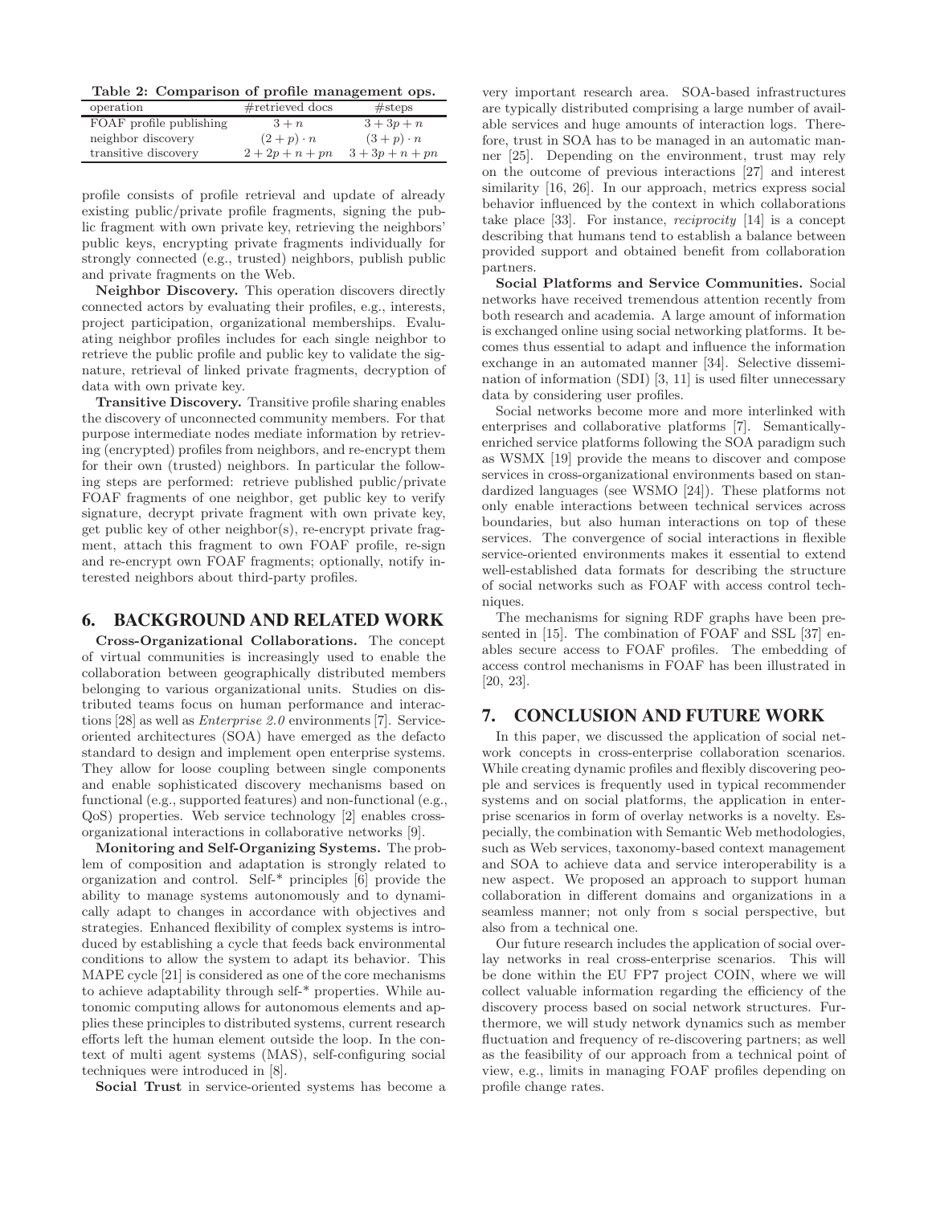Table 2: Comparison of profile management ops.

| operation | #retrieved docs | #steps |
| --- | --- | --- |
| FOAF profile publishing | $3 + n$ | $3 + 3p + n$ |
| neighbor discovery | $(2 + p) \cdot n$ | $(3 + p) \cdot n$ |
| transitive discovery | $2 + 2p + n + pn$ | $3 + 3p + n + pn$ |

profile consists of profile retrieval and update of already existing public/private profile fragments, signing the public fragment with own private key, retrieving the neighbors' public keys, encrypting private fragments individually for strongly connected (e.g., trusted) neighbors, publish public and private fragments on the Web.

**Neighbor Discovery.** This operation discovers directly connected actors by evaluating their profiles, e.g., interests, project participation, organizational memberships. Evaluating neighbor profiles includes for each single neighbor to retrieve the public profile and public key to validate the signature, retrieval of linked private fragments, decryption of data with own private key.

**Transitive Discovery.** Transitive profile sharing enables the discovery of unconnected community members. For that purpose intermediate nodes mediate information by retrieving (encrypted) profiles from neighbors, and re-encrypt them for their own (trusted) neighbors. In particular the following steps are performed: retrieve published public/private FOAF fragments of one neighbor, get public key to verify signature, decrypt private fragment with own private key, get public key of other neighbor(s), re-encrypt private fragment, attach this fragment to own FOAF profile, re-sign and re-encrypt own FOAF fragments; optionally, notify interested neighbors about third-party profiles.

## 6. BACKGROUND AND RELATED WORK

**Cross-Organizational Collaborations.** The concept of virtual communities is increasingly used to enable the collaboration between geographically distributed members belonging to various organizational units. Studies on distributed teams focus on human performance and interactions [28] as well as *Enterprise 2.0* environments [7]. Service-oriented architectures (SOA) have emerged as the defacto standard to design and implement open enterprise systems. They allow for loose coupling between single components and enable sophisticated discovery mechanisms based on functional (e.g., supported features) and non-functional (e.g., QoS) properties. Web service technology [2] enables cross-organizational interactions in collaborative networks [9].

**Monitoring and Self-Organizing Systems.** The problem of composition and adaptation is strongly related to organization and control. Self-* principles [6] provide the ability to manage systems autonomously and to dynamically adapt to changes in accordance with objectives and strategies. Enhanced flexibility of complex systems is introduced by establishing a cycle that feeds back environmental conditions to allow the system to adapt its behavior. This MAPE cycle [21] is considered as one of the core mechanisms to achieve adaptability through self-* properties. While autonomic computing allows for autonomous elements and applies these principles to distributed systems, current research efforts left the human element outside the loop. In the context of multi agent systems (MAS), self-configuring social techniques were introduced in [8].

**Social Trust** in service-oriented systems has become a very important research area. SOA-based infrastructures are typically distributed comprising a large number of available services and huge amounts of interaction logs. Therefore, trust in SOA has to be managed in an automatic manner [25]. Depending on the environment, trust may rely on the outcome of previous interactions [27] and interest similarity [16, 26]. In our approach, metrics express social behavior influenced by the context in which collaborations take place [33]. For instance, *reciprocity* [14] is a concept describing that humans tend to establish a balance between provided support and obtained benefit from collaboration partners.

**Social Platforms and Service Communities.** Social networks have received tremendous attention recently from both research and academia. A large amount of information is exchanged online using social networking platforms. It becomes thus essential to adapt and influence the information exchange in an automated manner [34]. Selective dissemination of information (SDI) [3, 11] is used filter unnecessary data by considering user profiles.

Social networks become more and more interlinked with enterprises and collaborative platforms [7]. Semantically-enriched service platforms following the SOA paradigm such as WSMX [19] provide the means to discover and compose services in cross-organizational environments based on standardized languages (see WSMO [24]). These platforms not only enable interactions between technical services across boundaries, but also human interactions on top of these services. The convergence of social interactions in flexible service-oriented environments makes it essential to extend well-established data formats for describing the structure of social networks such as FOAF with access control techniques.

The mechanisms for signing RDF graphs have been presented in [15]. The combination of FOAF and SSL [37] enables secure access to FOAF profiles. The embedding of access control mechanisms in FOAF has been illustrated in [20, 23].

## 7. CONCLUSION AND FUTURE WORK

In this paper, we discussed the application of social network concepts in cross-enterprise collaboration scenarios. While creating dynamic profiles and flexibly discovering people and services is frequently used in typical recommender systems and on social platforms, the application in enterprise scenarios in form of overlay networks is a novelty. Especially, the combination with Semantic Web methodologies, such as Web services, taxonomy-based context management and SOA to achieve data and service interoperability is a new aspect. We proposed an approach to support human collaboration in different domains and organizations in a seamless manner; not only from s social perspective, but also from a technical one.

Our future research includes the application of social overlay networks in real cross-enterprise scenarios. This will be done within the EU FP7 project COIN, where we will collect valuable information regarding the efficiency of the discovery process based on social network structures. Furthermore, we will study network dynamics such as member fluctuation and frequency of re-discovering partners; as well as the feasibility of our approach from a technical point of view, e.g., limits in managing FOAF profiles depending on profile change rates.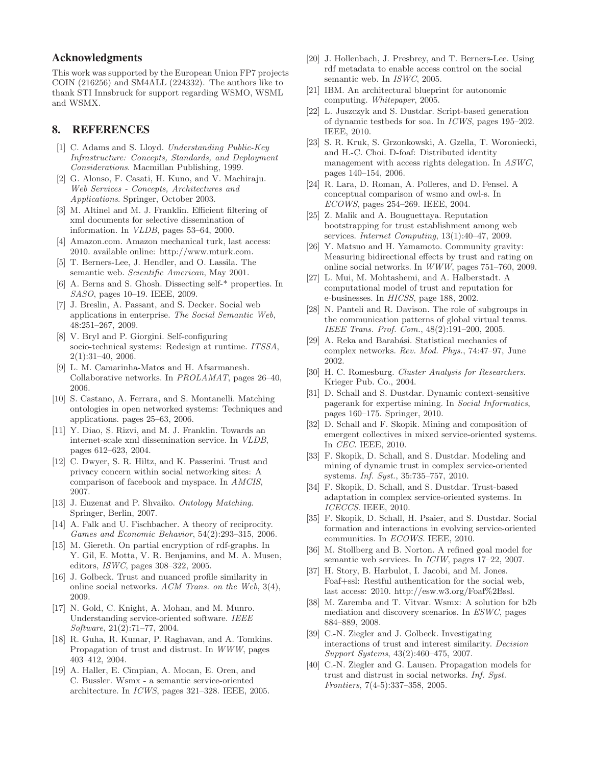## Acknowledgments

This work was supported by the European Union FP7 projects COIN (216256) and SM4ALL (224332). The authors like to thank STI Innsbruck for support regarding WSMO, WSML and WSMX.

## 8. REFERENCES

[1] C. Adams and S. Lloyd. *Understanding Public-Key Infrastructure: Concepts, Standards, and Deployment Considerations*. Macmillan Publishing, 1999.

[2] G. Alonso, F. Casati, H. Kuno, and V. Machiraju. *Web Services - Concepts, Architectures and Applications*. Springer, October 2003.

[3] M. Altinel and M. J. Franklin. Efficient filtering of xml documents for selective dissemination of information. In *VLDB*, pages 53–64, 2000.

[4] Amazon.com. Amazon mechanical turk, last access: 2010. available online: http://www.mturk.com.

[5] T. Berners-Lee, J. Hendler, and O. Lassila. The semantic web. *Scientific American*, May 2001.

[6] A. Berns and S. Ghosh. Dissecting self-* properties. In *SASO*, pages 10–19. IEEE, 2009.

[7] J. Breslin, A. Passant, and S. Decker. Social web applications in enterprise. *The Social Semantic Web*, 48:251–267, 2009.

[8] V. Bryl and P. Giorgini. Self-configuring socio-technical systems: Redesign at runtime. *ITSSA*, 2(1):31–40, 2006.

[9] L. M. Camarinha-Matos and H. Afsarmanesh. Collaborative networks. In *PROLAMAT*, pages 26–40, 2006.

[10] S. Castano, A. Ferrara, and S. Montanelli. Matching ontologies in open networked systems: Techniques and applications. pages 25–63, 2006.

[11] Y. Diao, S. Rizvi, and M. J. Franklin. Towards an internet-scale xml dissemination service. In *VLDB*, pages 612–623, 2004.

[12] C. Dwyer, S. R. Hiltz, and K. Passerini. Trust and privacy concern within social networking sites: A comparison of facebook and myspace. In *AMCIS*, 2007.

[13] J. Euzenat and P. Shvaiko. *Ontology Matching*. Springer, Berlin, 2007.

[14] A. Falk and U. Fischbacher. A theory of reciprocity. *Games and Economic Behavior*, 54(2):293–315, 2006.

[15] M. Giereth. On partial encryption of rdf-graphs. In Y. Gil, E. Motta, V. R. Benjamins, and M. A. Musen, editors, *ISWC*, pages 308–322, 2005.

[16] J. Golbeck. Trust and nuanced profile similarity in online social networks. *ACM Trans. on the Web*, 3(4), 2009.

[17] N. Gold, C. Knight, A. Mohan, and M. Munro. Understanding service-oriented software. *IEEE Software*, 21(2):71–77, 2004.

[18] R. Guha, R. Kumar, P. Raghavan, and A. Tomkins. Propagation of trust and distrust. In *WWW*, pages 403–412, 2004.

[19] A. Haller, E. Cimpian, A. Mocan, E. Oren, and C. Bussler. Wsmx - a semantic service-oriented architecture. In *ICWS*, pages 321–328. IEEE, 2005.

[20] J. Hollenbach, J. Presbrey, and T. Berners-Lee. Using rdf metadata to enable access control on the social semantic web. In *ISWC*, 2005.

[21] IBM. An architectural blueprint for autonomic computing. *Whitepaper*, 2005.

[22] L. Juszczyk and S. Dustdar. Script-based generation of dynamic testbeds for soa. In *ICWS*, pages 195–202. IEEE, 2010.

[23] S. R. Kruk, S. Grzonkowski, A. Gzella, T. Woroniecki, and H.-C. Choi. D-foaf: Distributed identity management with access rights delegation. In *ASWC*, pages 140–154, 2006.

[24] R. Lara, D. Roman, A. Polleres, and D. Fensel. A conceptual comparison of wsmo and owl-s. In *ECOWS*, pages 254–269. IEEE, 2004.

[25] Z. Malik and A. Bouguettaya. Reputation bootstrapping for trust establishment among web services. *Internet Computing*, 13(1):40–47, 2009.

[26] Y. Matsuo and H. Yamamoto. Community gravity: Measuring bidirectional effects by trust and rating on online social networks. In *WWW*, pages 751–760, 2009.

[27] L. Mui, M. Mohtashemi, and A. Halberstadt. A computational model of trust and reputation for e-businesses. In *HICSS*, page 188, 2002.

[28] N. Panteli and R. Davison. The role of subgroups in the communication patterns of global virtual teams. *IEEE Trans. Prof. Com.*, 48(2):191–200, 2005.

[29] A. Reka and Barabási. Statistical mechanics of complex networks. *Rev. Mod. Phys.*, 74:47–97, June 2002.

[30] H. C. Romesburg. *Cluster Analysis for Researchers*. Krieger Pub. Co., 2004.

[31] D. Schall and S. Dustdar. Dynamic context-sensitive pagerank for expertise mining. In *Social Informatics*, pages 160–175. Springer, 2010.

[32] D. Schall and F. Skopik. Mining and composition of emergent collectives in mixed service-oriented systems. In *CEC*. IEEE, 2010.

[33] F. Skopik, D. Schall, and S. Dustdar. Modeling and mining of dynamic trust in complex service-oriented systems. *Inf. Syst.*, 35:735–757, 2010.

[34] F. Skopik, D. Schall, and S. Dustdar. Trust-based adaptation in complex service-oriented systems. In *ICECCS*. IEEE, 2010.

[35] F. Skopik, D. Schall, H. Psaier, and S. Dustdar. Social formation and interactions in evolving service-oriented communities. In *ECOWS*. IEEE, 2010.

[36] M. Stollberg and B. Norton. A refined goal model for semantic web services. In *ICIW*, pages 17–22, 2007.

[37] H. Story, B. Harbulot, I. Jacobi, and M. Jones. Foaf+ssl: Restful authentication for the social web, last access: 2010. http://esw.w3.org/Foaf%2Bssl.

[38] M. Zaremba and T. Vitvar. Wsmx: A solution for b2b mediation and discovery scenarios. In *ESWC*, pages 884–889, 2008.

[39] C.-N. Ziegler and J. Golbeck. Investigating interactions of trust and interest similarity. *Decision Support Systems*, 43(2):460–475, 2007.

[40] C.-N. Ziegler and G. Lausen. Propagation models for trust and distrust in social networks. *Inf. Syst. Frontiers*, 7(4-5):337–358, 2005.